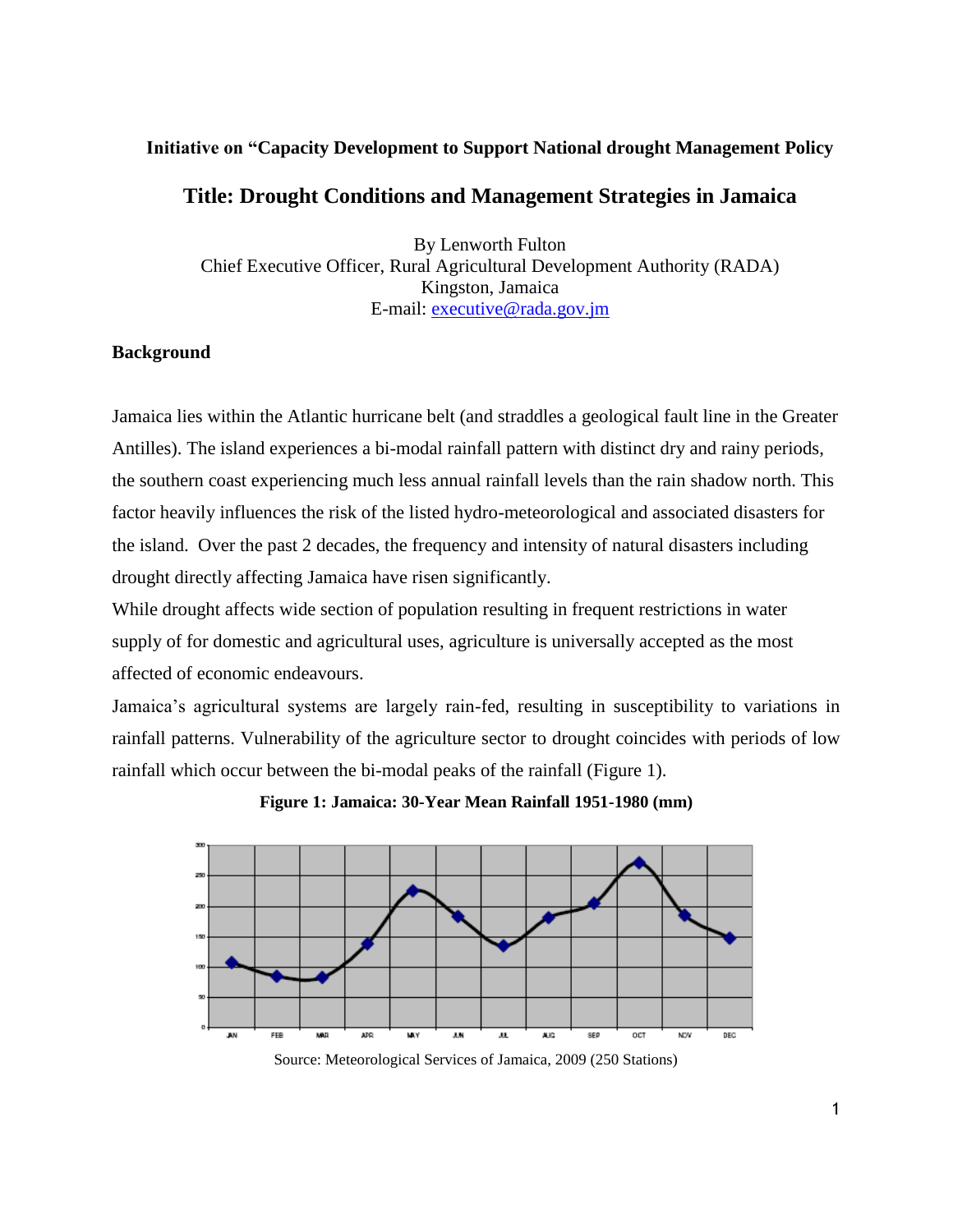**Initiative on "Capacity Development to Support National drought Management Policy**

# Title: Drought Conditions and Management Strategies in Jamaica

By Lenworth Fulton
Chief Executive Officer, Rural Agricultural Development Authority (RADA)
Kingston, Jamaica
E-mail: executive@rada.gov.jm

## Background

Jamaica lies within the Atlantic hurricane belt (and straddles a geological fault line in the Greater Antilles). The island experiences a bi-modal rainfall pattern with distinct dry and rainy periods, the southern coast experiencing much less annual rainfall levels than the rain shadow north. This factor heavily influences the risk of the listed hydro-meteorological and associated disasters for the island. Over the past 2 decades, the frequency and intensity of natural disasters including drought directly affecting Jamaica have risen significantly.

While drought affects wide section of population resulting in frequent restrictions in water supply of for domestic and agricultural uses, agriculture is universally accepted as the most affected of economic endeavours.

Jamaica's agricultural systems are largely rain-fed, resulting in susceptibility to variations in rainfall patterns. Vulnerability of the agriculture sector to drought coincides with periods of low rainfall which occur between the bi-modal peaks of the rainfall (Figure 1).

**Figure 1: Jamaica: 30-Year Mean Rainfall 1951-1980 (mm)**

Source: Meteorological Services of Jamaica, 2009 (250 Stations)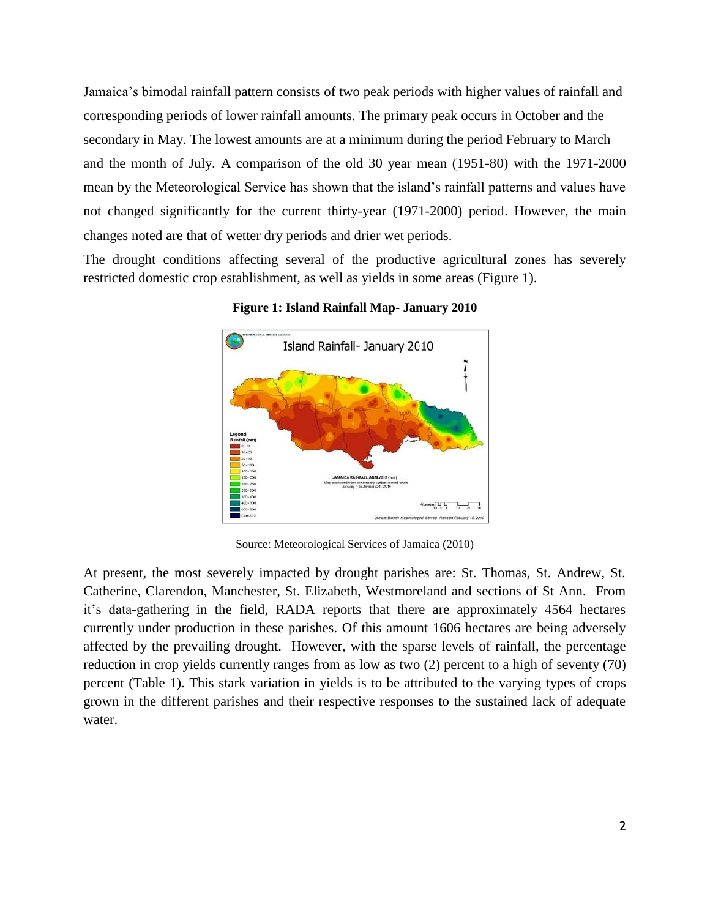Jamaica's bimodal rainfall pattern consists of two peak periods with higher values of rainfall and corresponding periods of lower rainfall amounts. The primary peak occurs in October and the secondary in May. The lowest amounts are at a minimum during the period February to March and the month of July. A comparison of the old 30 year mean (1951-80) with the 1971-2000 mean by the Meteorological Service has shown that the island's rainfall patterns and values have not changed significantly for the current thirty-year (1971-2000) period. However, the main changes noted are that of wetter dry periods and drier wet periods.

The drought conditions affecting several of the productive agricultural zones has severely restricted domestic crop establishment, as well as yields in some areas (Figure 1).

**Figure 1: Island Rainfall Map- January 2010**

Source: Meteorological Services of Jamaica (2010)

At present, the most severely impacted by drought parishes are: St. Thomas, St. Andrew, St. Catherine, Clarendon, Manchester, St. Elizabeth, Westmoreland and sections of St Ann. From it's data-gathering in the field, RADA reports that there are approximately 4564 hectares currently under production in these parishes. Of this amount 1606 hectares are being adversely affected by the prevailing drought. However, with the sparse levels of rainfall, the percentage reduction in crop yields currently ranges from as low as two (2) percent to a high of seventy (70) percent (Table 1). This stark variation in yields is to be attributed to the varying types of crops grown in the different parishes and their respective responses to the sustained lack of adequate water.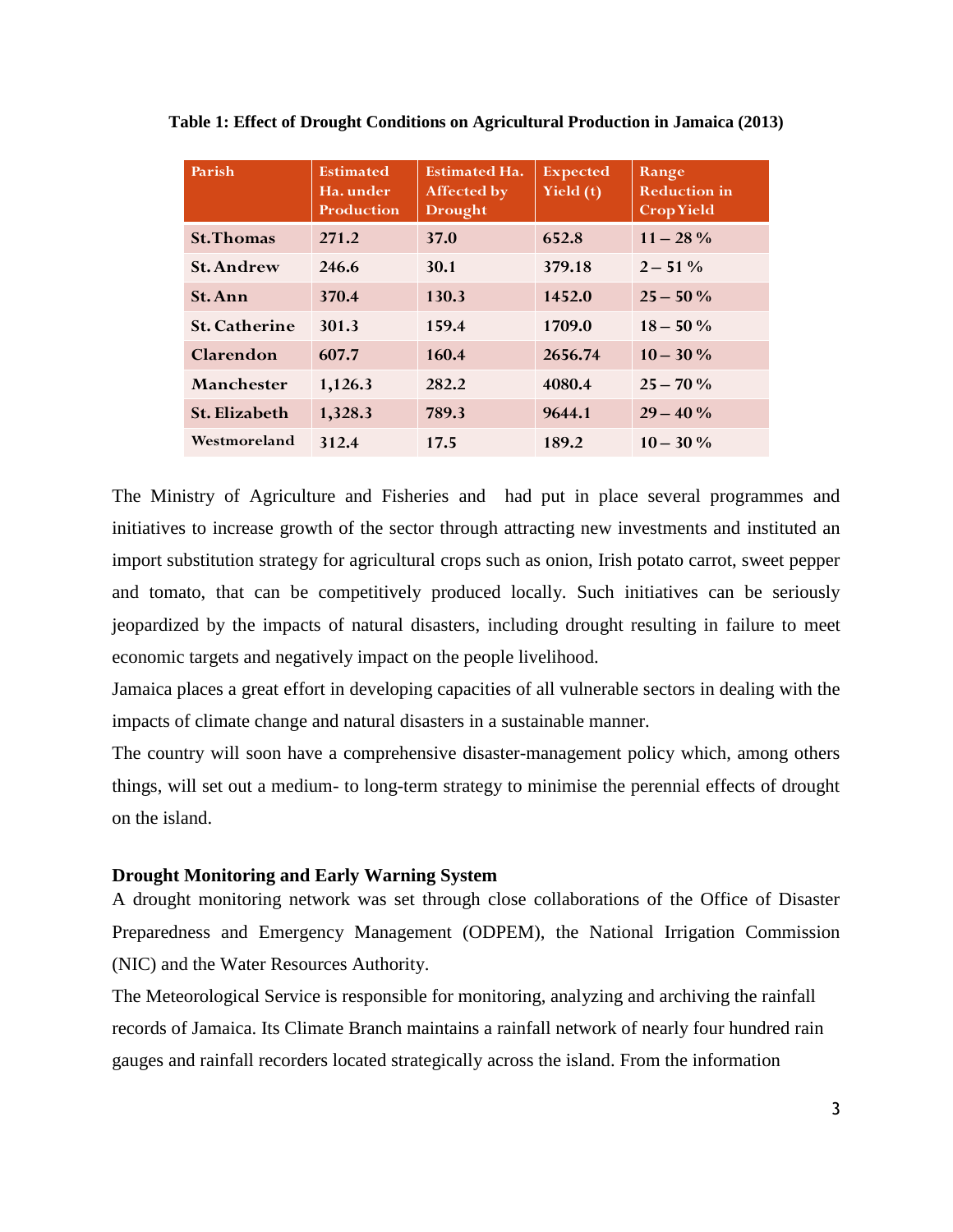**Table 1: Effect of Drought Conditions on Agricultural Production in Jamaica (2013)**

| Parish | Estimated Ha. under Production | Estimated Ha. Affected by Drought | Expected Yield (t) | Range Reduction in Crop Yield |
|---|---|---|---|---|
| St.Thomas | 271.2 | 37.0 | 652.8 | 11 – 28 % |
| St. Andrew | 246.6 | 30.1 | 379.18 | 2 – 51 % |
| St. Ann | 370.4 | 130.3 | 1452.0 | 25 – 50 % |
| St. Catherine | 301.3 | 159.4 | 1709.0 | 18 – 50 % |
| Clarendon | 607.7 | 160.4 | 2656.74 | 10 – 30 % |
| Manchester | 1,126.3 | 282.2 | 4080.4 | 25 – 70 % |
| St. Elizabeth | 1,328.3 | 789.3 | 9644.1 | 29 – 40 % |
| Westmoreland | 312.4 | 17.5 | 189.2 | 10 – 30 % |

The Ministry of Agriculture and Fisheries and had put in place several programmes and initiatives to increase growth of the sector through attracting new investments and instituted an import substitution strategy for agricultural crops such as onion, Irish potato carrot, sweet pepper and tomato, that can be competitively produced locally. Such initiatives can be seriously jeopardized by the impacts of natural disasters, including drought resulting in failure to meet economic targets and negatively impact on the people livelihood.

Jamaica places a great effort in developing capacities of all vulnerable sectors in dealing with the impacts of climate change and natural disasters in a sustainable manner.

The country will soon have a comprehensive disaster-management policy which, among others things, will set out a medium- to long-term strategy to minimise the perennial effects of drought on the island.

**Drought Monitoring and Early Warning System**

A drought monitoring network was set through close collaborations of the Office of Disaster Preparedness and Emergency Management (ODPEM), the National Irrigation Commission (NIC) and the Water Resources Authority.

The Meteorological Service is responsible for monitoring, analyzing and archiving the rainfall records of Jamaica. Its Climate Branch maintains a rainfall network of nearly four hundred rain gauges and rainfall recorders located strategically across the island. From the information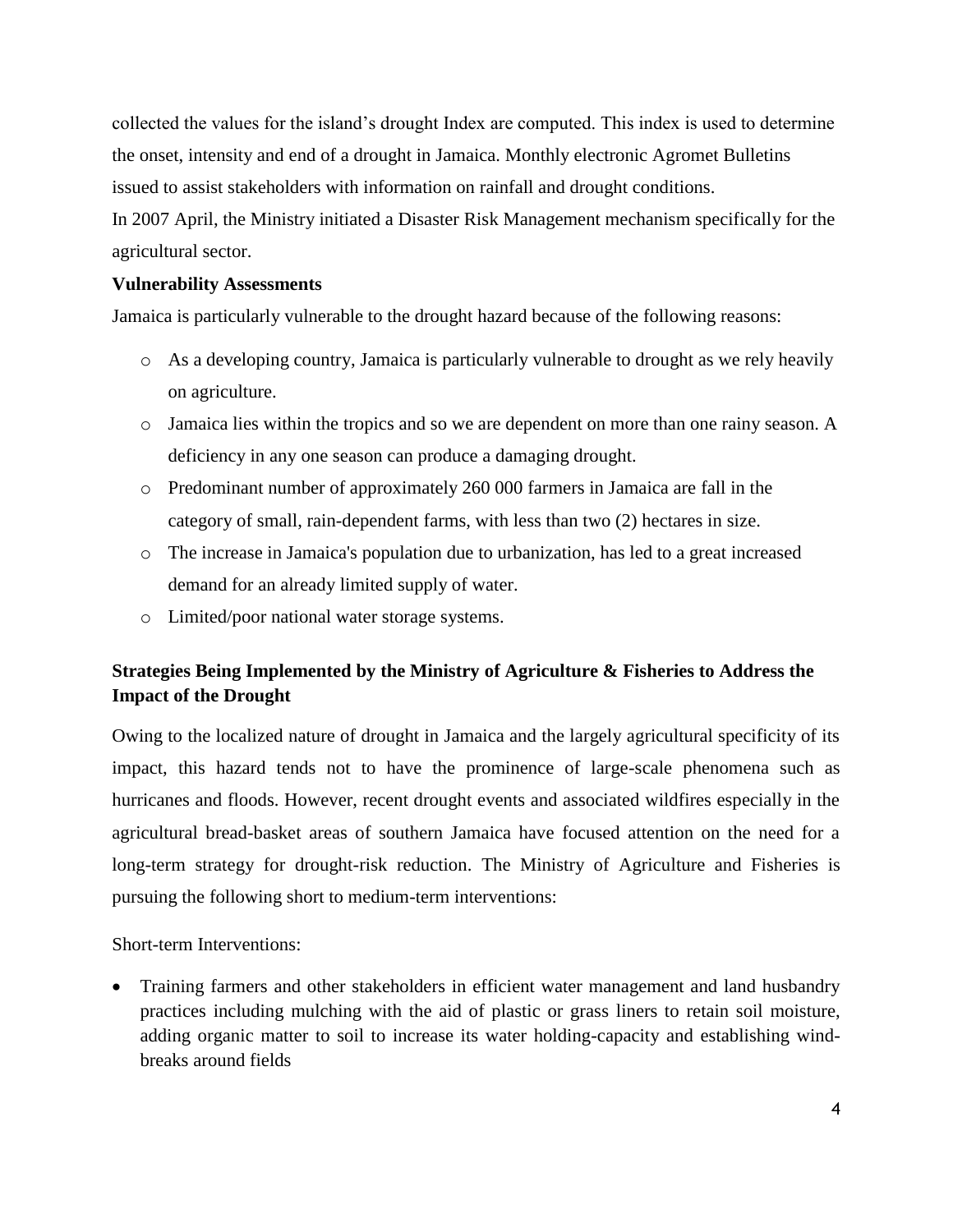collected the values for the island's drought Index are computed. This index is used to determine the onset, intensity and end of a drought in Jamaica. Monthly electronic Agromet Bulletins issued to assist stakeholders with information on rainfall and drought conditions.

In 2007 April, the Ministry initiated a Disaster Risk Management mechanism specifically for the agricultural sector.

**Vulnerability Assessments**

Jamaica is particularly vulnerable to the drought hazard because of the following reasons:

- As a developing country, Jamaica is particularly vulnerable to drought as we rely heavily on agriculture.
- Jamaica lies within the tropics and so we are dependent on more than one rainy season. A deficiency in any one season can produce a damaging drought.
- Predominant number of approximately 260 000 farmers in Jamaica are fall in the category of small, rain-dependent farms, with less than two (2) hectares in size.
- The increase in Jamaica's population due to urbanization, has led to a great increased demand for an already limited supply of water.
- Limited/poor national water storage systems.

**Strategies Being Implemented by the Ministry of Agriculture & Fisheries to Address the Impact of the Drought**

Owing to the localized nature of drought in Jamaica and the largely agricultural specificity of its impact, this hazard tends not to have the prominence of large-scale phenomena such as hurricanes and floods. However, recent drought events and associated wildfires especially in the agricultural bread-basket areas of southern Jamaica have focused attention on the need for a long-term strategy for drought-risk reduction. The Ministry of Agriculture and Fisheries is pursuing the following short to medium-term interventions:

Short-term Interventions:

- Training farmers and other stakeholders in efficient water management and land husbandry practices including mulching with the aid of plastic or grass liners to retain soil moisture, adding organic matter to soil to increase its water holding-capacity and establishing wind-breaks around fields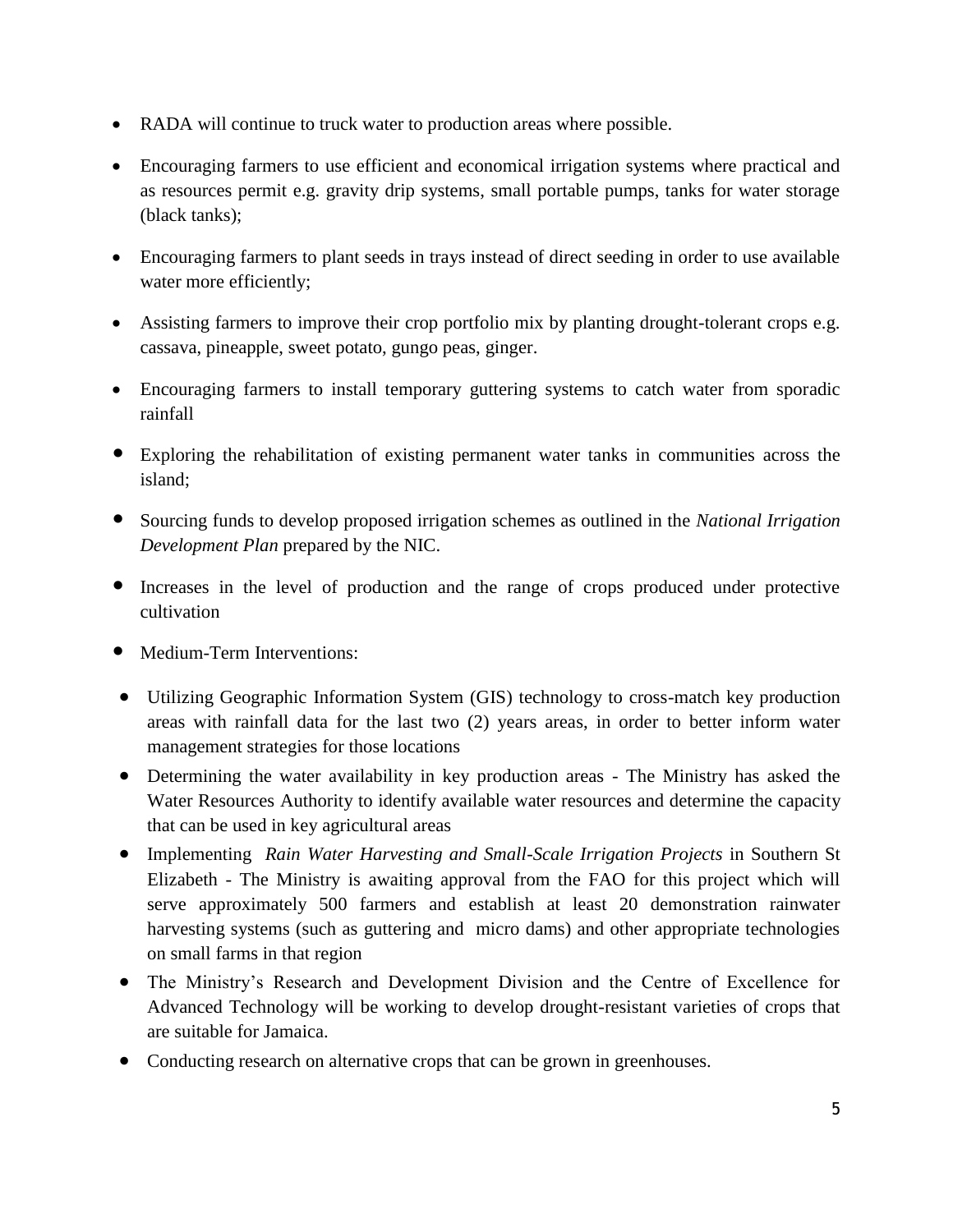- RADA will continue to truck water to production areas where possible.
- Encouraging farmers to use efficient and economical irrigation systems where practical and as resources permit e.g. gravity drip systems, small portable pumps, tanks for water storage (black tanks);
- Encouraging farmers to plant seeds in trays instead of direct seeding in order to use available water more efficiently;
- Assisting farmers to improve their crop portfolio mix by planting drought-tolerant crops e.g. cassava, pineapple, sweet potato, gungo peas, ginger.
- Encouraging farmers to install temporary guttering systems to catch water from sporadic rainfall
- Exploring the rehabilitation of existing permanent water tanks in communities across the island;
- Sourcing funds to develop proposed irrigation schemes as outlined in the *National Irrigation Development Plan* prepared by the NIC.
- Increases in the level of production and the range of crops produced under protective cultivation
- Medium-Term Interventions:
- Utilizing Geographic Information System (GIS) technology to cross-match key production areas with rainfall data for the last two (2) years areas, in order to better inform water management strategies for those locations
- Determining the water availability in key production areas - The Ministry has asked the Water Resources Authority to identify available water resources and determine the capacity that can be used in key agricultural areas
- Implementing *Rain Water Harvesting and Small-Scale Irrigation Projects* in Southern St Elizabeth - The Ministry is awaiting approval from the FAO for this project which will serve approximately 500 farmers and establish at least 20 demonstration rainwater harvesting systems (such as guttering and micro dams) and other appropriate technologies on small farms in that region
- The Ministry's Research and Development Division and the Centre of Excellence for Advanced Technology will be working to develop drought-resistant varieties of crops that are suitable for Jamaica.
- Conducting research on alternative crops that can be grown in greenhouses.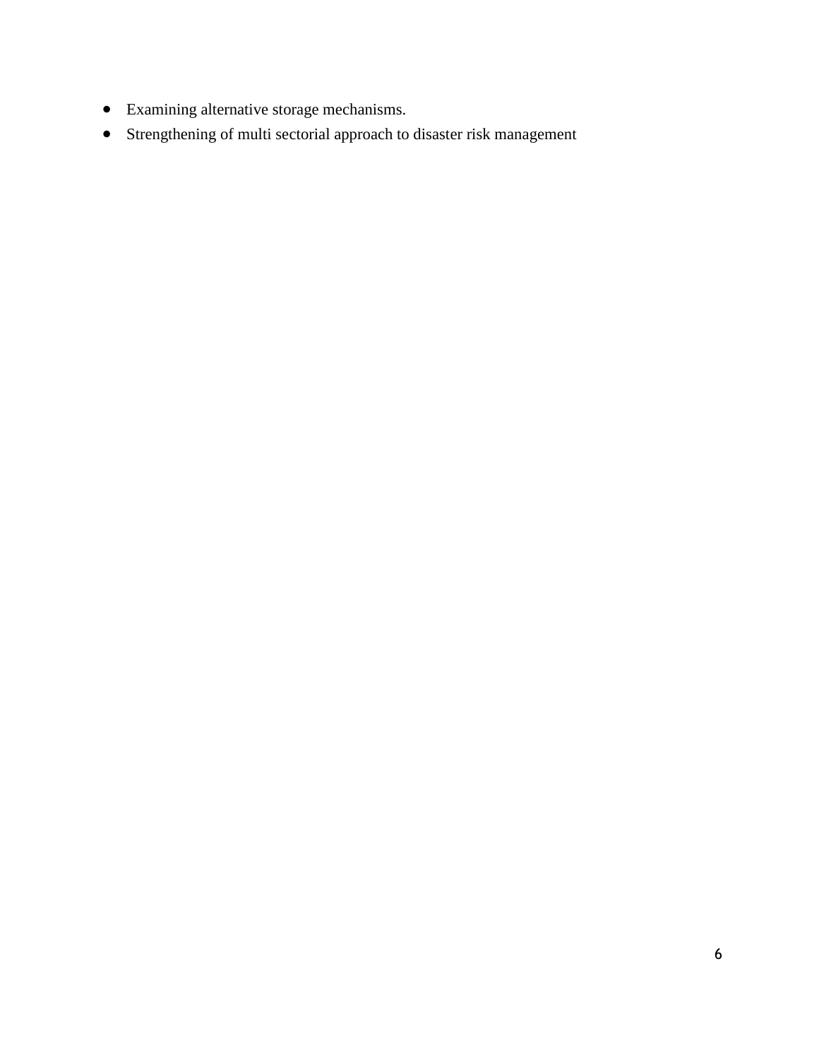- Examining alternative storage mechanisms.
- Strengthening of multi sectorial approach to disaster risk management